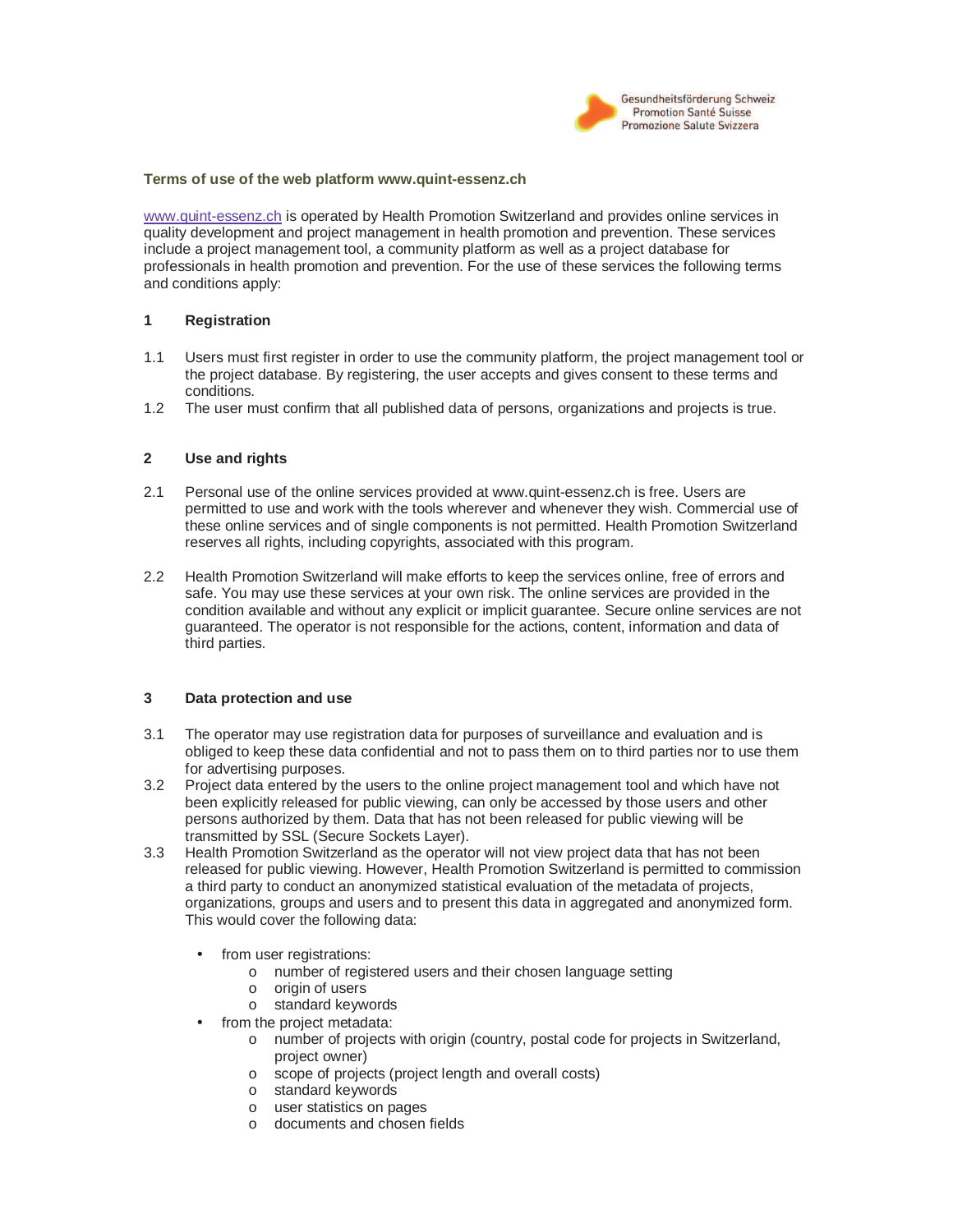Gesundheitsförderung Schweiz
Promotion Santé Suisse
Promozione Salute Svizzera

## Terms of use of the web platform www.quint-essenz.ch

www.quint-essenz.ch is operated by Health Promotion Switzerland and provides online services in quality development and project management in health promotion and prevention. These services include a project management tool, a community platform as well as a project database for professionals in health promotion and prevention. For the use of these services the following terms and conditions apply:

### 1 Registration

1.1 Users must first register in order to use the community platform, the project management tool or the project database. By registering, the user accepts and gives consent to these terms and conditions.

1.2 The user must confirm that all published data of persons, organizations and projects is true.

### 2 Use and rights

2.1 Personal use of the online services provided at www.quint-essenz.ch is free. Users are permitted to use and work with the tools wherever and whenever they wish. Commercial use of these online services and of single components is not permitted. Health Promotion Switzerland reserves all rights, including copyrights, associated with this program.

2.2 Health Promotion Switzerland will make efforts to keep the services online, free of errors and safe. You may use these services at your own risk. The online services are provided in the condition available and without any explicit or implicit guarantee. Secure online services are not guaranteed. The operator is not responsible for the actions, content, information and data of third parties.

### 3 Data protection and use

3.1 The operator may use registration data for purposes of surveillance and evaluation and is obliged to keep these data confidential and not to pass them on to third parties nor to use them for advertising purposes.

3.2 Project data entered by the users to the online project management tool and which have not been explicitly released for public viewing, can only be accessed by those users and other persons authorized by them. Data that has not been released for public viewing will be transmitted by SSL (Secure Sockets Layer).

3.3 Health Promotion Switzerland as the operator will not view project data that has not been released for public viewing. However, Health Promotion Switzerland is permitted to commission a third party to conduct an anonymized statistical evaluation of the metadata of projects, organizations, groups and users and to present this data in aggregated and anonymized form. This would cover the following data:

- from user registrations:
  - number of registered users and their chosen language setting
  - origin of users
  - standard keywords
- from the project metadata:
  - number of projects with origin (country, postal code for projects in Switzerland, project owner)
  - scope of projects (project length and overall costs)
  - standard keywords
  - user statistics on pages
  - documents and chosen fields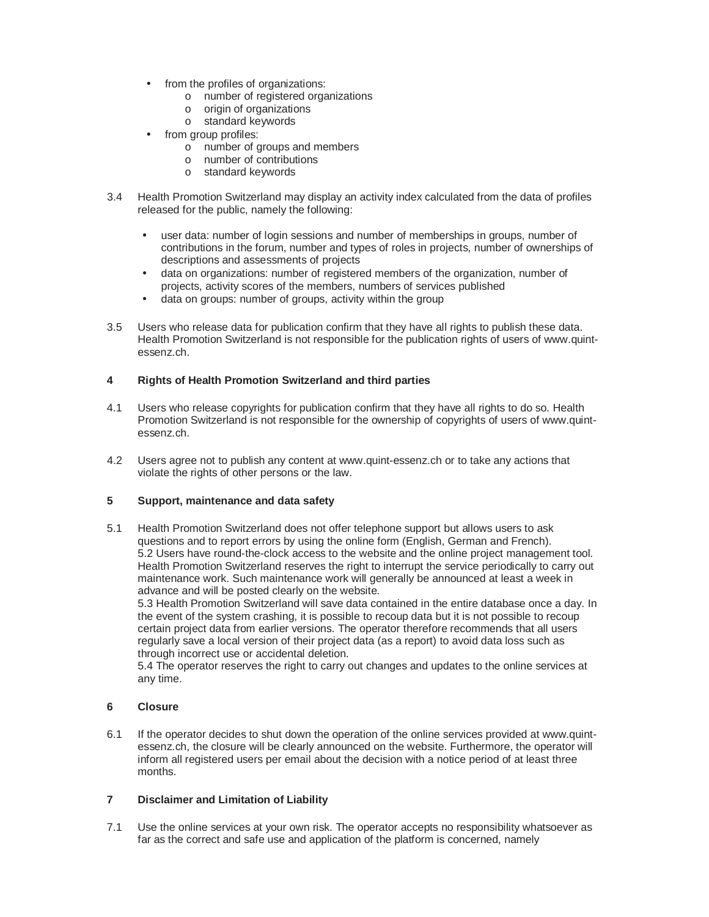- from the profiles of organizations:
  - number of registered organizations
  - origin of organizations
  - standard keywords
- from group profiles:
  - number of groups and members
  - number of contributions
  - standard keywords

3.4 Health Promotion Switzerland may display an activity index calculated from the data of profiles released for the public, namely the following:

- user data: number of login sessions and number of memberships in groups, number of contributions in the forum, number and types of roles in projects, number of ownerships of descriptions and assessments of projects
- data on organizations: number of registered members of the organization, number of projects, activity scores of the members, numbers of services published
- data on groups: number of groups, activity within the group

3.5 Users who release data for publication confirm that they have all rights to publish these data. Health Promotion Switzerland is not responsible for the publication rights of users of www.quint-essenz.ch.

**4 Rights of Health Promotion Switzerland and third parties**

4.1 Users who release copyrights for publication confirm that they have all rights to do so. Health Promotion Switzerland is not responsible for the ownership of copyrights of users of www.quint-essenz.ch.

4.2 Users agree not to publish any content at www.quint-essenz.ch or to take any actions that violate the rights of other persons or the law.

**5 Support, maintenance and data safety**

5.1 Health Promotion Switzerland does not offer telephone support but allows users to ask questions and to report errors by using the online form (English, German and French).
5.2 Users have round-the-clock access to the website and the online project management tool. Health Promotion Switzerland reserves the right to interrupt the service periodically to carry out maintenance work. Such maintenance work will generally be announced at least a week in advance and will be posted clearly on the website.
5.3 Health Promotion Switzerland will save data contained in the entire database once a day. In the event of the system crashing, it is possible to recoup data but it is not possible to recoup certain project data from earlier versions. The operator therefore recommends that all users regularly save a local version of their project data (as a report) to avoid data loss such as through incorrect use or accidental deletion.
5.4 The operator reserves the right to carry out changes and updates to the online services at any time.

**6 Closure**

6.1 If the operator decides to shut down the operation of the online services provided at www.quint-essenz.ch, the closure will be clearly announced on the website. Furthermore, the operator will inform all registered users per email about the decision with a notice period of at least three months.

**7 Disclaimer and Limitation of Liability**

7.1 Use the online services at your own risk. The operator accepts no responsibility whatsoever as far as the correct and safe use and application of the platform is concerned, namely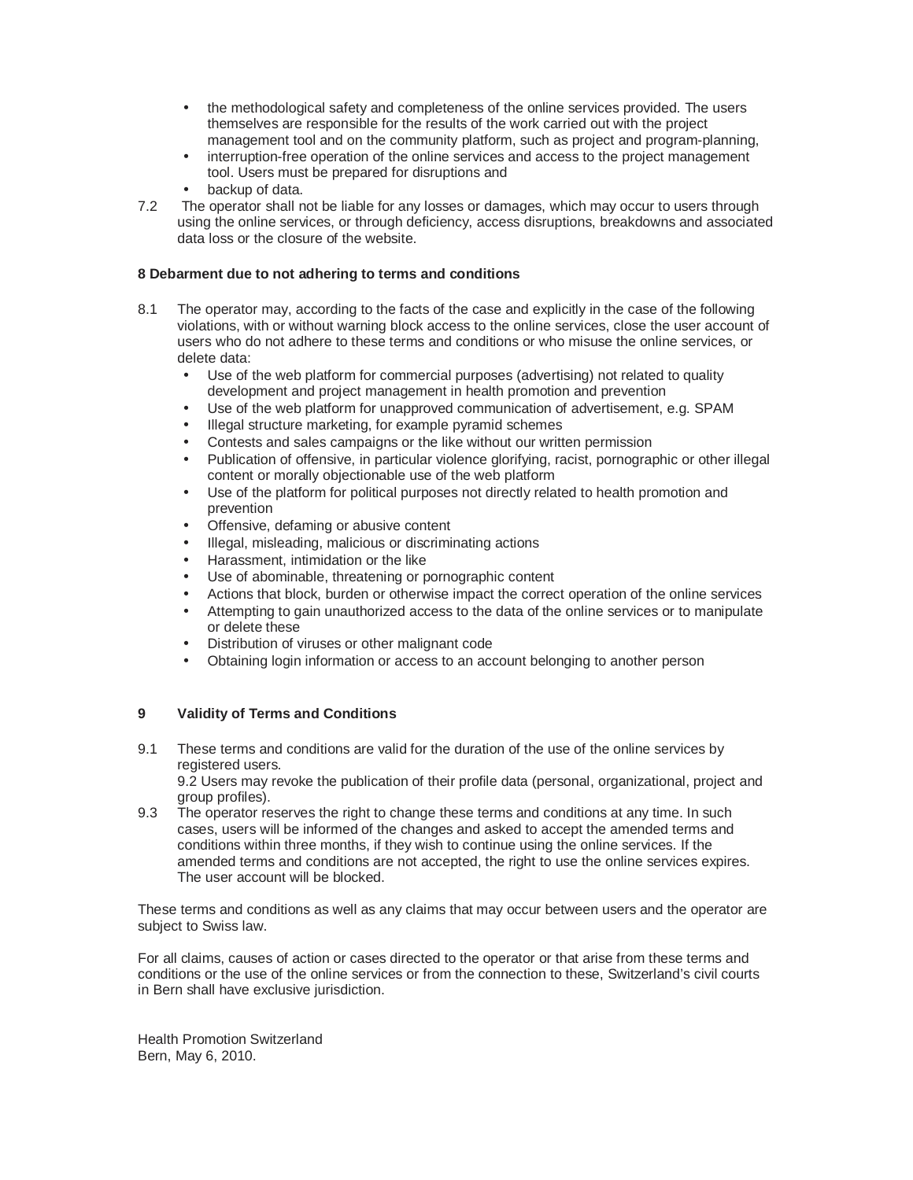- the methodological safety and completeness of the online services provided. The users themselves are responsible for the results of the work carried out with the project management tool and on the community platform, such as project and program-planning,
- interruption-free operation of the online services and access to the project management tool. Users must be prepared for disruptions and
- backup of data.

7.2 The operator shall not be liable for any losses or damages, which may occur to users through using the online services, or through deficiency, access disruptions, breakdowns and associated data loss or the closure of the website.

**8 Debarment due to not adhering to terms and conditions**

8.1 The operator may, according to the facts of the case and explicitly in the case of the following violations, with or without warning block access to the online services, close the user account of users who do not adhere to these terms and conditions or who misuse the online services, or delete data:

- Use of the web platform for commercial purposes (advertising) not related to quality development and project management in health promotion and prevention
- Use of the web platform for unapproved communication of advertisement, e.g. SPAM
- Illegal structure marketing, for example pyramid schemes
- Contests and sales campaigns or the like without our written permission
- Publication of offensive, in particular violence glorifying, racist, pornographic or other illegal content or morally objectionable use of the web platform
- Use of the platform for political purposes not directly related to health promotion and prevention
- Offensive, defaming or abusive content
- Illegal, misleading, malicious or discriminating actions
- Harassment, intimidation or the like
- Use of abominable, threatening or pornographic content
- Actions that block, burden or otherwise impact the correct operation of the online services
- Attempting to gain unauthorized access to the data of the online services or to manipulate or delete these
- Distribution of viruses or other malignant code
- Obtaining login information or access to an account belonging to another person

**9 Validity of Terms and Conditions**

9.1 These terms and conditions are valid for the duration of the use of the online services by registered users.
9.2 Users may revoke the publication of their profile data (personal, organizational, project and group profiles).

9.3 The operator reserves the right to change these terms and conditions at any time. In such cases, users will be informed of the changes and asked to accept the amended terms and conditions within three months, if they wish to continue using the online services. If the amended terms and conditions are not accepted, the right to use the online services expires. The user account will be blocked.

These terms and conditions as well as any claims that may occur between users and the operator are subject to Swiss law.

For all claims, causes of action or cases directed to the operator or that arise from these terms and conditions or the use of the online services or from the connection to these, Switzerland's civil courts in Bern shall have exclusive jurisdiction.

Health Promotion Switzerland
Bern, May 6, 2010.